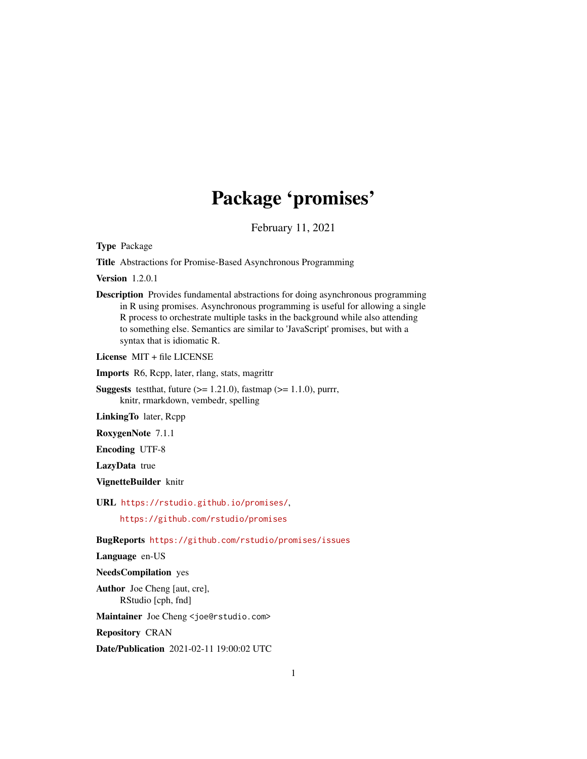# Package 'promises'

February 11, 2021

**Type** Package

**Title** Abstractions for Promise-Based Asynchronous Programming

**Version** 1.2.0.1

**Description** Provides fundamental abstractions for doing asynchronous programming in R using promises. Asynchronous programming is useful for allowing a single R process to orchestrate multiple tasks in the background while also attending to something else. Semantics are similar to 'JavaScript' promises, but with a syntax that is idiomatic R.

**License** MIT + file LICENSE

**Imports** R6, Rcpp, later, rlang, stats, magrittr

**Suggests** testthat, future (>= 1.21.0), fastmap (>= 1.1.0), purrr, knitr, rmarkdown, vembedr, spelling

**LinkingTo** later, Rcpp

**RoxygenNote** 7.1.1

**Encoding** UTF-8

**LazyData** true

**VignetteBuilder** knitr

**URL** https://rstudio.github.io/promises/, https://github.com/rstudio/promises

**BugReports** https://github.com/rstudio/promises/issues

**Language** en-US

**NeedsCompilation** yes

**Author** Joe Cheng [aut, cre], RStudio [cph, fnd]

**Maintainer** Joe Cheng <joe@rstudio.com>

**Repository** CRAN

**Date/Publication** 2021-02-11 19:00:02 UTC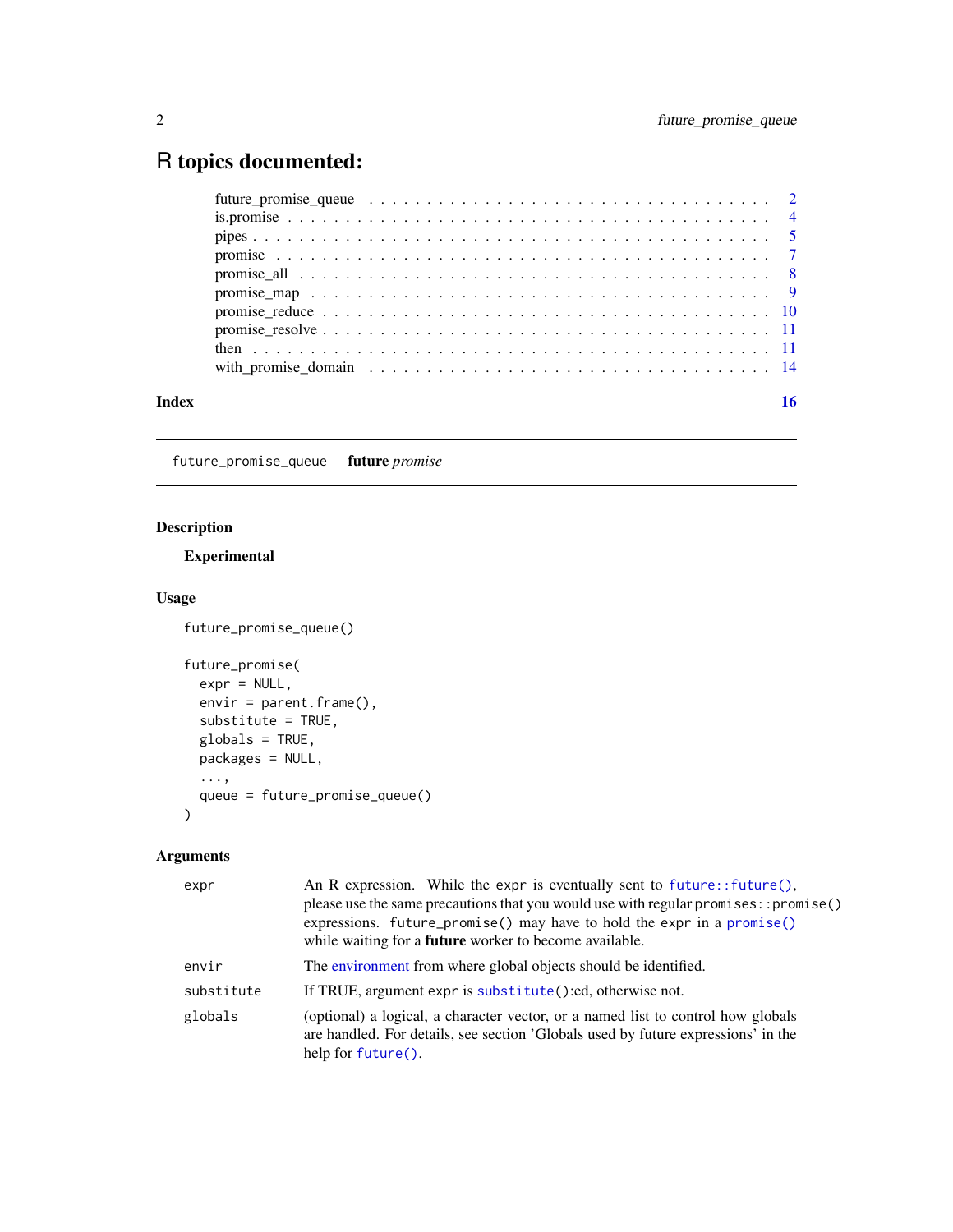# R topics documented:

| | |
|---|---|
| future_promise_queue | 2 |
| is.promise | 4 |
| pipes | 5 |
| promise | 7 |
| promise_all | 8 |
| promise_map | 9 |
| promise_reduce | 10 |
| promise_resolve | 11 |
| then | 11 |
| with_promise_domain | 14 |
| **Index** | **16** |

---

`future_promise_queue` **future** *promise*

---

## Description

**Experimental**

## Usage

```
future_promise_queue()

future_promise(
  expr = NULL,
  envir = parent.frame(),
  substitute = TRUE,
  globals = TRUE,
  packages = NULL,
  ...,
  queue = future_promise_queue()
)
```

## Arguments

| | |
|---|---|
| `expr` | An R expression. While the `expr` is eventually sent to `future::future()`, please use the same precautions that you would use with regular `promises::promise()` expressions. `future_promise()` may have to hold the `expr` in a `promise()` while waiting for a **future** worker to become available. |
| `envir` | The environment from where global objects should be identified. |
| `substitute` | If TRUE, argument `expr` is `substitute()`:ed, otherwise not. |
| `globals` | (optional) a logical, a character vector, or a named list to control how globals are handled. For details, see section 'Globals used by future expressions' in the help for `future()`. |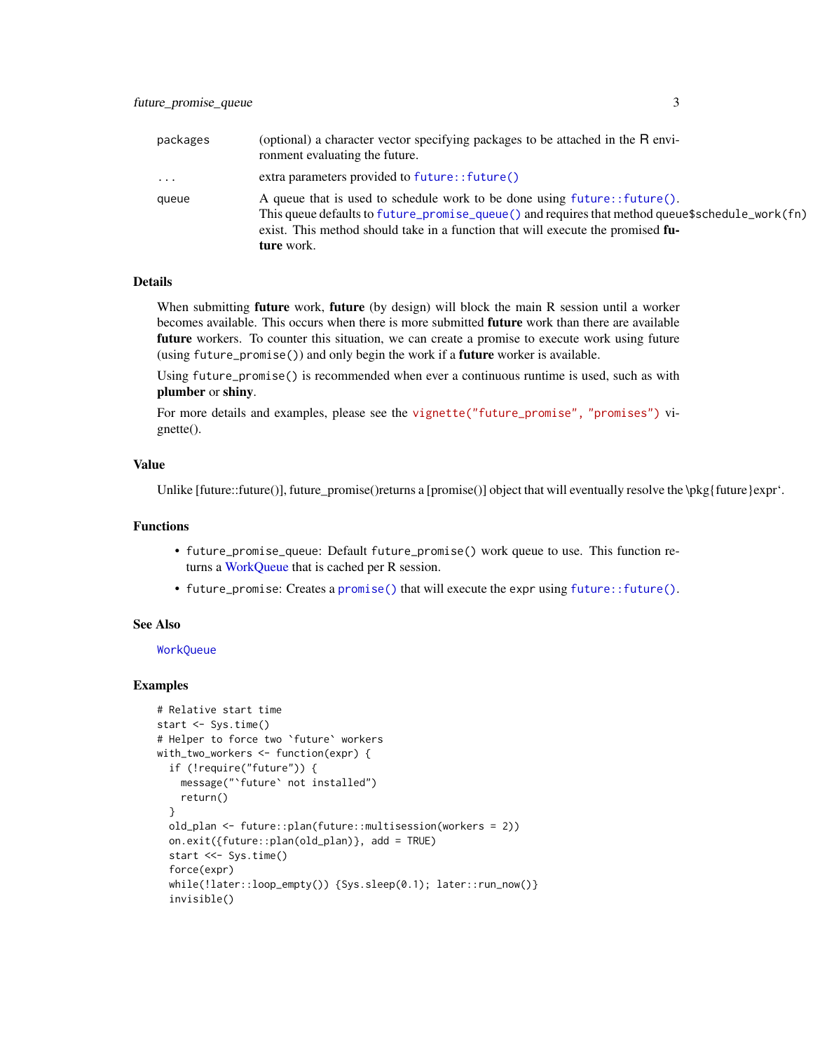| | |
|---|---|
| packages | (optional) a character vector specifying packages to be attached in the R environment evaluating the future. |
| ... | extra parameters provided to `future::future()` |
| queue | A queue that is used to schedule work to be done using `future::future()`. This queue defaults to `future_promise_queue()` and requires that method `queue$schedule_work(fn)` exist. This method should take in a function that will execute the promised **future** work. |

## Details

When submitting **future** work, **future** (by design) will block the main R session until a worker becomes available. This occurs when there is more submitted **future** work than there are available **future** workers. To counter this situation, we can create a promise to execute work using future (using `future_promise()`) and only begin the work if a **future** worker is available.

Using `future_promise()` is recommended when ever a continuous runtime is used, such as with **plumber** or **shiny**.

For more details and examples, please see the `vignette("future_promise", "promises")` vignette().

## Value

Unlike [future::future()], future_promise()returns a [promise()] object that will eventually resolve the \pkg{future}expr‘.

## Functions

- `future_promise_queue`: Default `future_promise()` work queue to use. This function returns a WorkQueue that is cached per R session.
- `future_promise`: Creates a `promise()` that will execute the `expr` using `future::future()`.

## See Also

`WorkQueue`

## Examples

```
# Relative start time
start <- Sys.time()
# Helper to force two `future` workers
with_two_workers <- function(expr) {
  if (!require("future")) {
    message("`future` not installed")
    return()
  }
  old_plan <- future::plan(future::multisession(workers = 2))
  on.exit({future::plan(old_plan)}, add = TRUE)
  start <<- Sys.time()
  force(expr)
  while(!later::loop_empty()) {Sys.sleep(0.1); later::run_now()}
  invisible()
```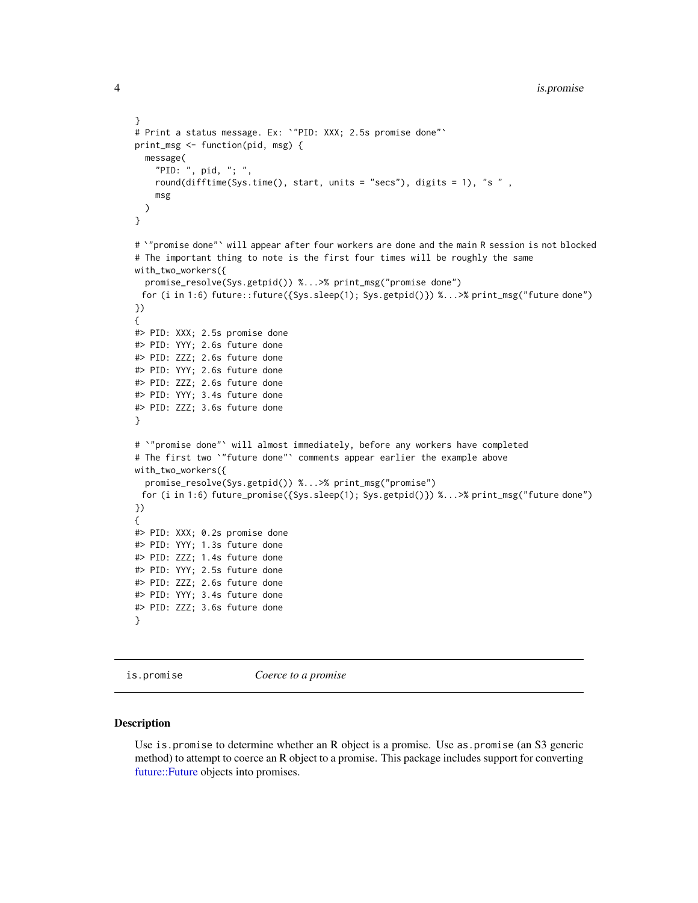```
}
# Print a status message. Ex: `"PID: XXX; 2.5s promise done"`
print_msg <- function(pid, msg) {
  message(
    "PID: ", pid, "; ",
    round(difftime(Sys.time(), start, units = "secs"), digits = 1), "s " ,
    msg
  )
}

# `"promise done"` will appear after four workers are done and the main R session is not blocked
# The important thing to note is the first four times will be roughly the same
with_two_workers({
  promise_resolve(Sys.getpid()) %...>% print_msg("promise done")
 for (i in 1:6) future::future({Sys.sleep(1); Sys.getpid()}) %...>% print_msg("future done")
})
{
#> PID: XXX; 2.5s promise done
#> PID: YYY; 2.6s future done
#> PID: ZZZ; 2.6s future done
#> PID: YYY; 2.6s future done
#> PID: ZZZ; 2.6s future done
#> PID: YYY; 3.4s future done
#> PID: ZZZ; 3.6s future done
}

# `"promise done"` will almost immediately, before any workers have completed
# The first two `"future done"` comments appear earlier the example above
with_two_workers({
  promise_resolve(Sys.getpid()) %...>% print_msg("promise")
 for (i in 1:6) future_promise({Sys.sleep(1); Sys.getpid()}) %...>% print_msg("future done")
})
{
#> PID: XXX; 0.2s promise done
#> PID: YYY; 1.3s future done
#> PID: ZZZ; 1.4s future done
#> PID: YYY; 2.5s future done
#> PID: ZZZ; 2.6s future done
#> PID: YYY; 3.4s future done
#> PID: ZZZ; 3.6s future done
}
```

## is.promise — *Coerce to a promise*

### Description

Use `is.promise` to determine whether an R object is a promise. Use `as.promise` (an S3 generic method) to attempt to coerce an R object to a promise. This package includes support for converting future::Future objects into promises.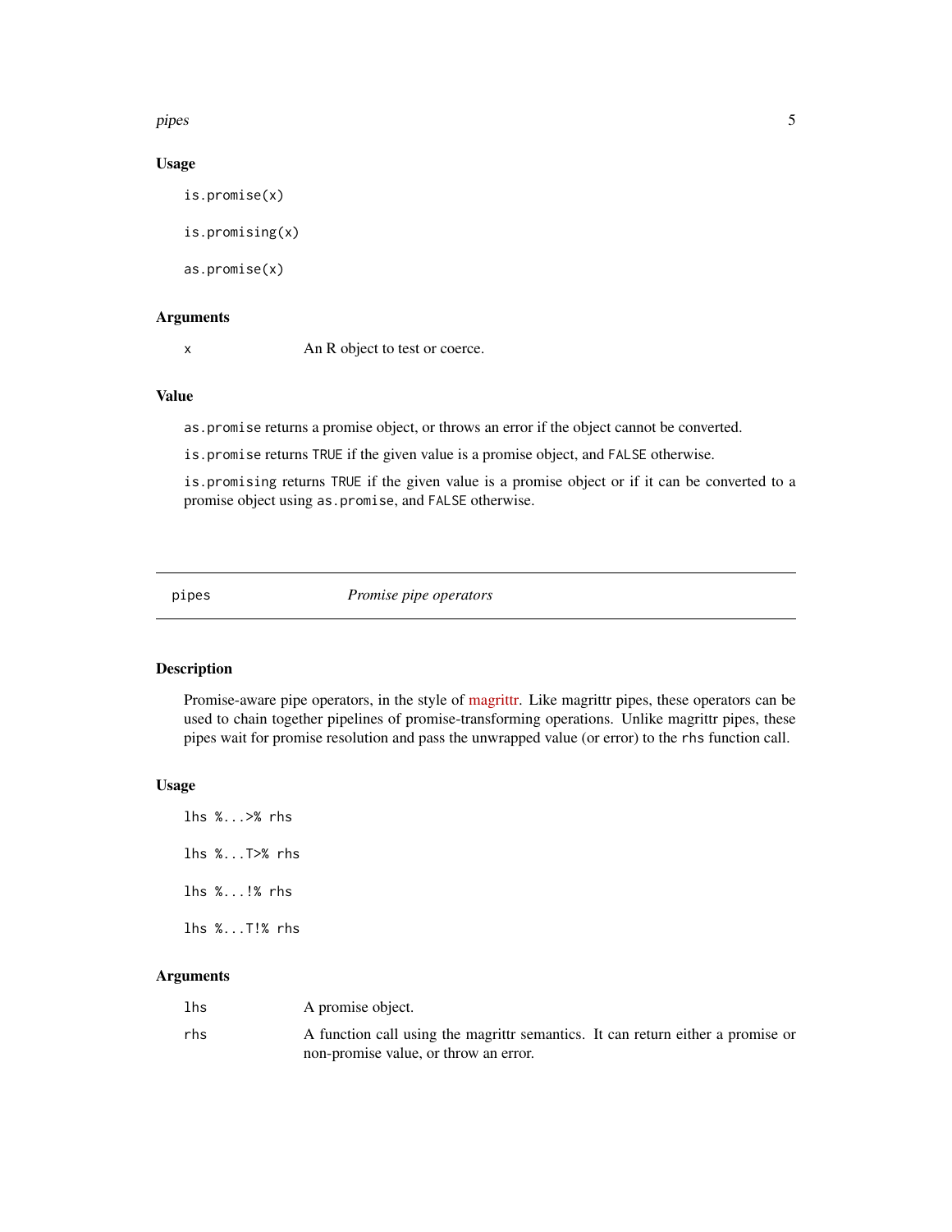### Usage

```
is.promise(x)

is.promising(x)

as.promise(x)
```

### Arguments

| | |
|---|---|
| x | An R object to test or coerce. |

### Value

`as.promise` returns a promise object, or throws an error if the object cannot be converted.

`is.promise` returns `TRUE` if the given value is a promise object, and `FALSE` otherwise.

`is.promising` returns `TRUE` if the given value is a promise object or if it can be converted to a promise object using `as.promise`, and `FALSE` otherwise.

---

## pipes — *Promise pipe operators*

---

### Description

Promise-aware pipe operators, in the style of magrittr. Like magrittr pipes, these operators can be used to chain together pipelines of promise-transforming operations. Unlike magrittr pipes, these pipes wait for promise resolution and pass the unwrapped value (or error) to the `rhs` function call.

### Usage

```
lhs %...>% rhs

lhs %...T>% rhs

lhs %...!% rhs

lhs %...T!% rhs
```

### Arguments

| | |
|---|---|
| lhs | A promise object. |
| rhs | A function call using the magrittr semantics. It can return either a promise or non-promise value, or throw an error. |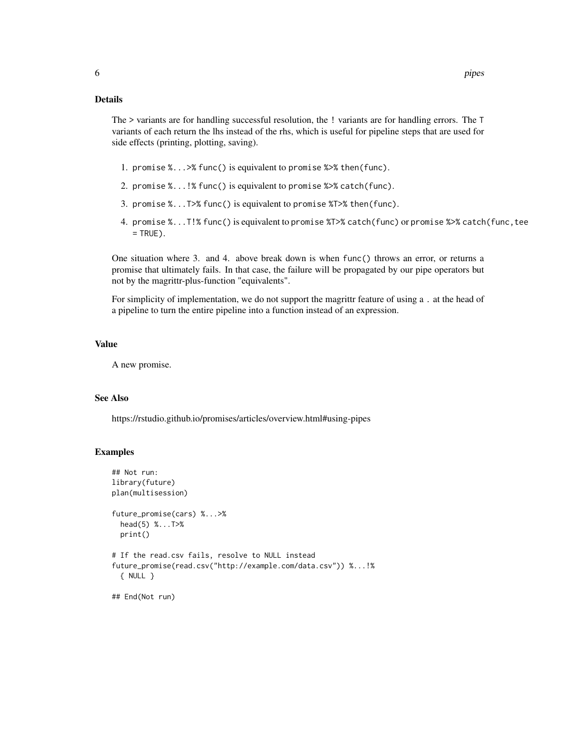## Details

The > variants are for handling successful resolution, the ! variants are for handling errors. The `T` variants of each return the lhs instead of the rhs, which is useful for pipeline steps that are used for side effects (printing, plotting, saving).

1. `promise %...>% func()` is equivalent to `promise %>% then(func)`.
2. `promise %...!% func()` is equivalent to `promise %>% catch(func)`.
3. `promise %...T>% func()` is equivalent to `promise %T>% then(func)`.
4. `promise %...T!% func()` is equivalent to `promise %T>% catch(func)` or `promise %>% catch(func,tee = TRUE)`.

One situation where 3. and 4. above break down is when `func()` throws an error, or returns a promise that ultimately fails. In that case, the failure will be propagated by our pipe operators but not by the magrittr-plus-function "equivalents".

For simplicity of implementation, we do not support the magrittr feature of using a `.` at the head of a pipeline to turn the entire pipeline into a function instead of an expression.

## Value

A new promise.

## See Also

https://rstudio.github.io/promises/articles/overview.html#using-pipes

## Examples

```
## Not run:
library(future)
plan(multisession)

future_promise(cars) %...>%
  head(5) %...T>%
  print()

# If the read.csv fails, resolve to NULL instead
future_promise(read.csv("http://example.com/data.csv")) %...!%
  { NULL }

## End(Not run)
```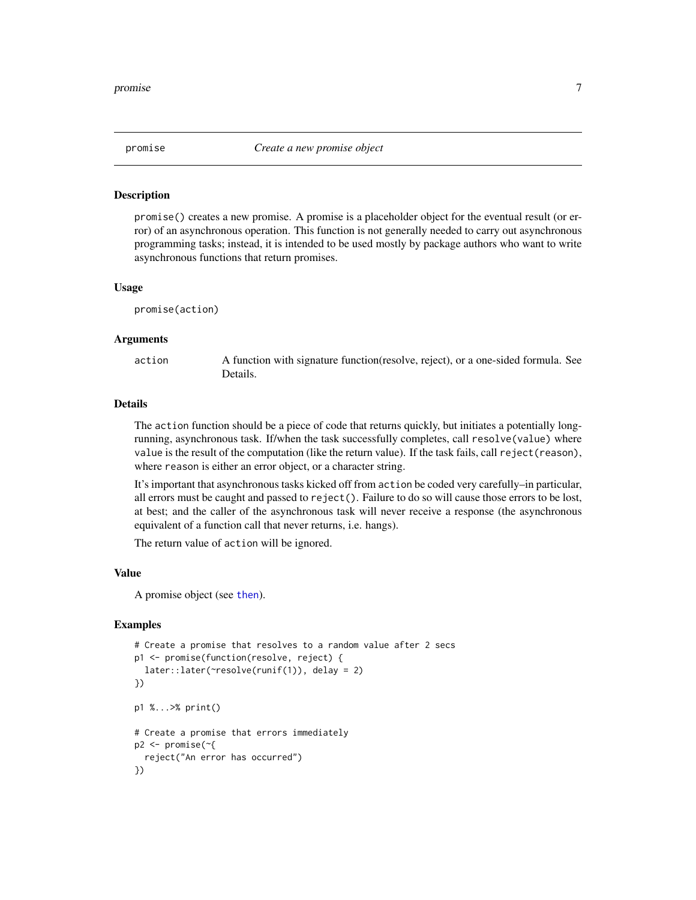## promise — *Create a new promise object*

### Description

promise() creates a new promise. A promise is a placeholder object for the eventual result (or error) of an asynchronous operation. This function is not generally needed to carry out asynchronous programming tasks; instead, it is intended to be used mostly by package authors who want to write asynchronous functions that return promises.

### Usage

```
promise(action)
```

### Arguments

| | |
|---|---|
| action | A function with signature function(resolve, reject), or a one-sided formula. See Details. |

### Details

The action function should be a piece of code that returns quickly, but initiates a potentially long-running, asynchronous task. If/when the task successfully completes, call resolve(value) where value is the result of the computation (like the return value). If the task fails, call reject(reason), where reason is either an error object, or a character string.

It's important that asynchronous tasks kicked off from action be coded very carefully–in particular, all errors must be caught and passed to reject(). Failure to do so will cause those errors to be lost, at best; and the caller of the asynchronous task will never receive a response (the asynchronous equivalent of a function call that never returns, i.e. hangs).

The return value of action will be ignored.

### Value

A promise object (see then).

### Examples

```
# Create a promise that resolves to a random value after 2 secs
p1 <- promise(function(resolve, reject) {
  later::later(~resolve(runif(1)), delay = 2)
})

p1 %...>% print()

# Create a promise that errors immediately
p2 <- promise(~{
  reject("An error has occurred")
})
```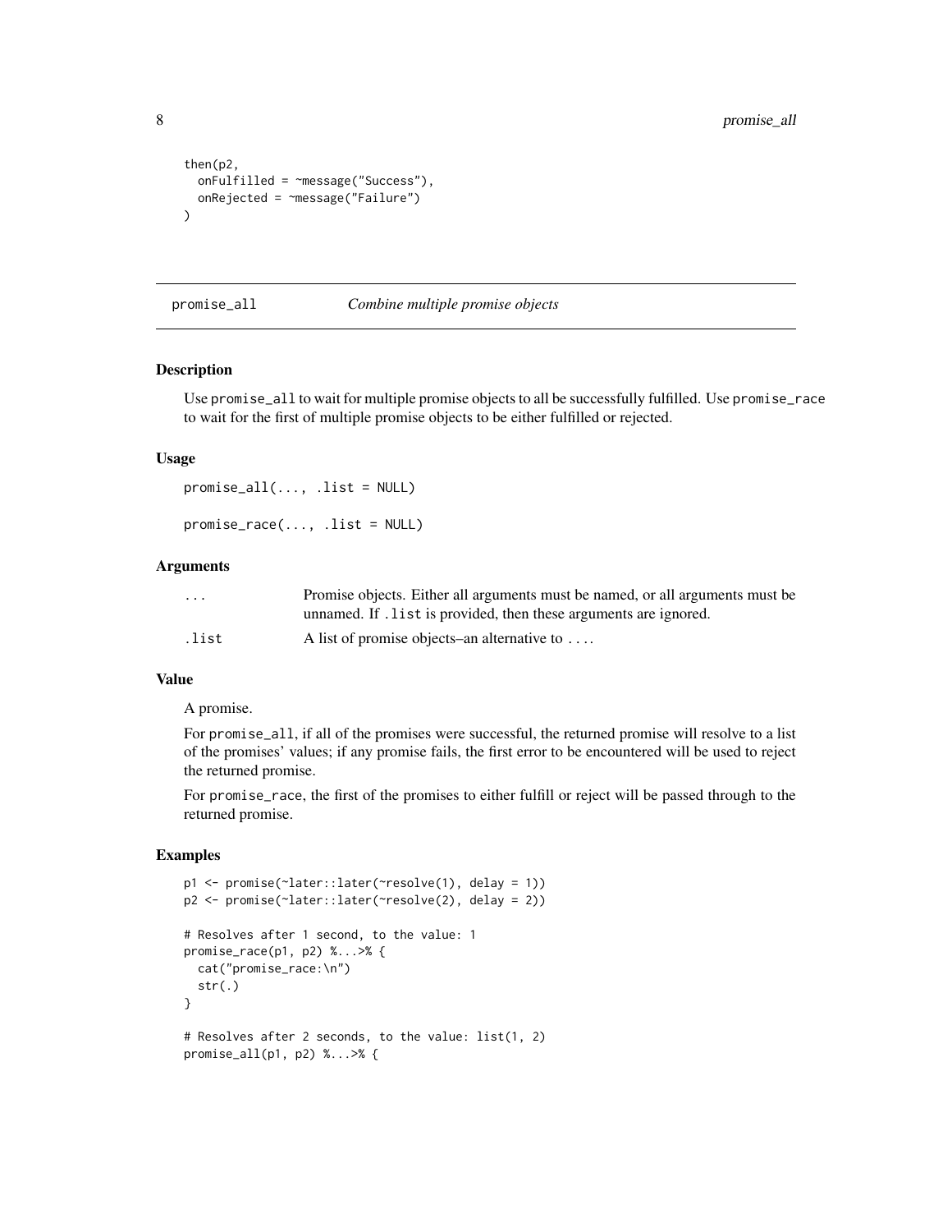```
then(p2,
  onFulfilled = ~message("Success"),
  onRejected = ~message("Failure")
)
```

## promise_all *Combine multiple promise objects*

### Description

Use `promise_all` to wait for multiple promise objects to all be successfully fulfilled. Use `promise_race` to wait for the first of multiple promise objects to be either fulfilled or rejected.

### Usage

```
promise_all(..., .list = NULL)

promise_race(..., .list = NULL)
```

### Arguments

| | |
|---|---|
| `...` | Promise objects. Either all arguments must be named, or all arguments must be unnamed. If `.list` is provided, then these arguments are ignored. |
| `.list` | A list of promise objects–an alternative to `...`. |

### Value

A promise.

For `promise_all`, if all of the promises were successful, the returned promise will resolve to a list of the promises' values; if any promise fails, the first error to be encountered will be used to reject the returned promise.

For `promise_race`, the first of the promises to either fulfill or reject will be passed through to the returned promise.

### Examples

```
p1 <- promise(~later::later(~resolve(1), delay = 1))
p2 <- promise(~later::later(~resolve(2), delay = 2))

# Resolves after 1 second, to the value: 1
promise_race(p1, p2) %...>% {
  cat("promise_race:\n")
  str(.)
}

# Resolves after 2 seconds, to the value: list(1, 2)
promise_all(p1, p2) %...>% {
```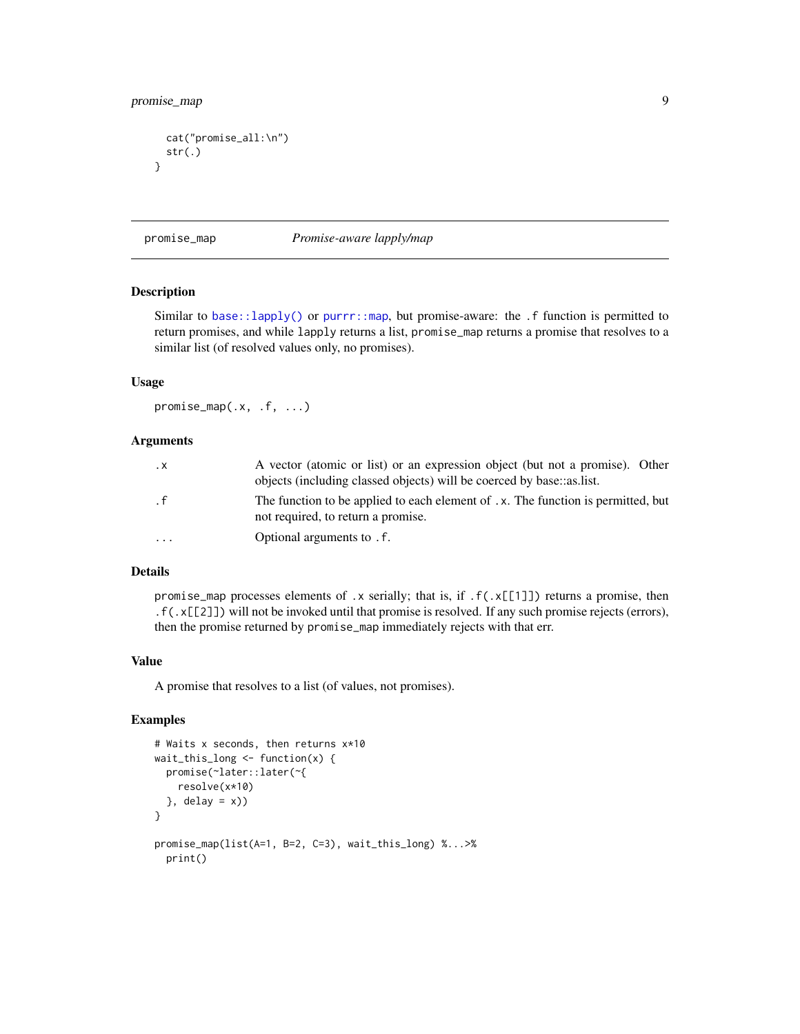```
  cat("promise_all:\n")
  str(.)
}
```

## promise_map — *Promise-aware lapply/map*

### Description

Similar to `base::lapply()` or `purrr::map`, but promise-aware: the `.f` function is permitted to return promises, and while `lapply` returns a list, `promise_map` returns a promise that resolves to a similar list (of resolved values only, no promises).

### Usage

```
promise_map(.x, .f, ...)
```

### Arguments

| | |
|---|---|
| `.x` | A vector (atomic or list) or an expression object (but not a promise). Other objects (including classed objects) will be coerced by base::as.list. |
| `.f` | The function to be applied to each element of `.x`. The function is permitted, but not required, to return a promise. |
| `...` | Optional arguments to `.f`. |

### Details

`promise_map` processes elements of `.x` serially; that is, if `.f(.x[[1]])` returns a promise, then `.f(.x[[2]])` will not be invoked until that promise is resolved. If any such promise rejects (errors), then the promise returned by `promise_map` immediately rejects with that err.

### Value

A promise that resolves to a list (of values, not promises).

### Examples

```
# Waits x seconds, then returns x*10
wait_this_long <- function(x) {
  promise(~later::later(~{
    resolve(x*10)
  }, delay = x))
}

promise_map(list(A=1, B=2, C=3), wait_this_long) %...>%
  print()
```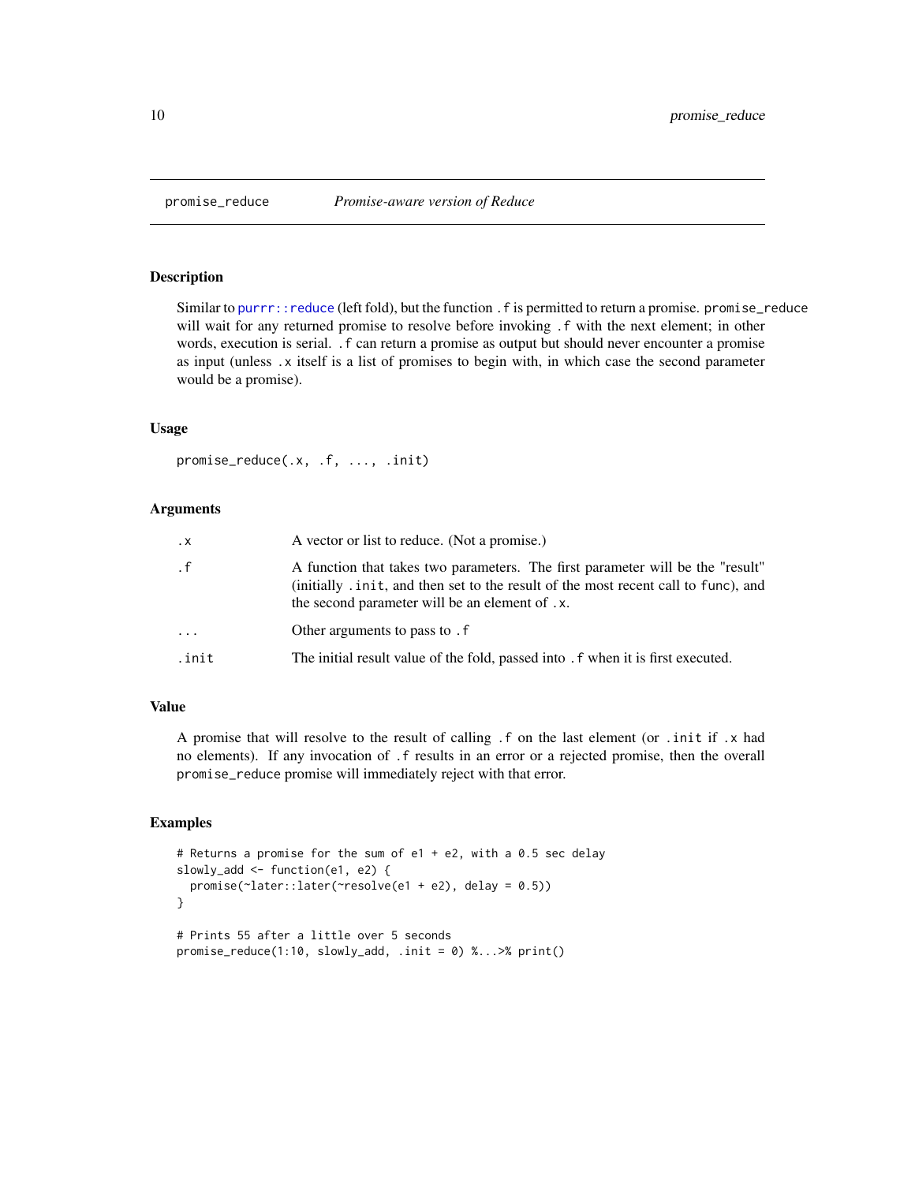# promise_reduce — *Promise-aware version of Reduce*

## Description

Similar to `purrr::reduce` (left fold), but the function `.f` is permitted to return a promise. `promise_reduce` will wait for any returned promise to resolve before invoking `.f` with the next element; in other words, execution is serial. `.f` can return a promise as output but should never encounter a promise as input (unless `.x` itself is a list of promises to begin with, in which case the second parameter would be a promise).

## Usage

```
promise_reduce(.x, .f, ..., .init)
```

## Arguments

| | |
|---|---|
| `.x` | A vector or list to reduce. (Not a promise.) |
| `.f` | A function that takes two parameters. The first parameter will be the "result" (initially `.init`, and then set to the result of the most recent call to `func`), and the second parameter will be an element of `.x`. |
| `...` | Other arguments to pass to `.f` |
| `.init` | The initial result value of the fold, passed into `.f` when it is first executed. |

## Value

A promise that will resolve to the result of calling `.f` on the last element (or `.init` if `.x` had no elements). If any invocation of `.f` results in an error or a rejected promise, then the overall `promise_reduce` promise will immediately reject with that error.

## Examples

```
# Returns a promise for the sum of e1 + e2, with a 0.5 sec delay
slowly_add <- function(e1, e2) {
  promise(~later::later(~resolve(e1 + e2), delay = 0.5))
}

# Prints 55 after a little over 5 seconds
promise_reduce(1:10, slowly_add, .init = 0) %...>% print()
```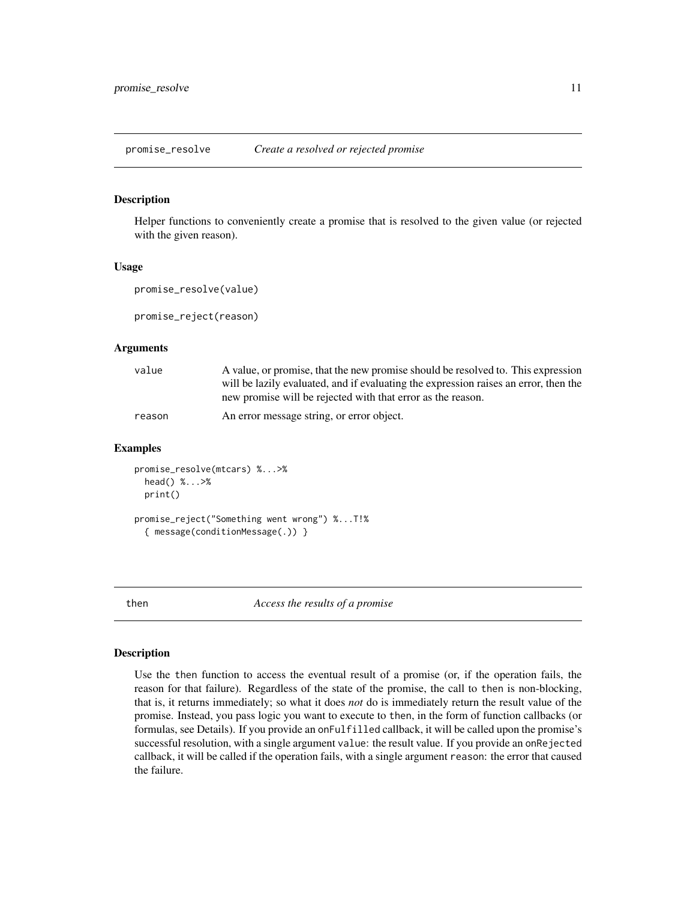## promise_resolve *Create a resolved or rejected promise*

### Description

Helper functions to conveniently create a promise that is resolved to the given value (or rejected with the given reason).

### Usage

```
promise_resolve(value)

promise_reject(reason)
```

### Arguments

| | |
|---|---|
| value | A value, or promise, that the new promise should be resolved to. This expression will be lazily evaluated, and if evaluating the expression raises an error, then the new promise will be rejected with that error as the reason. |
| reason | An error message string, or error object. |

### Examples

```
promise_resolve(mtcars) %...>%
  head() %...>%
  print()

promise_reject("Something went wrong") %...T!%
  { message(conditionMessage(.)) }
```

## then *Access the results of a promise*

### Description

Use the `then` function to access the eventual result of a promise (or, if the operation fails, the reason for that failure). Regardless of the state of the promise, the call to `then` is non-blocking, that is, it returns immediately; so what it does *not* do is immediately return the result value of the promise. Instead, you pass logic you want to execute to `then`, in the form of function callbacks (or formulas, see Details). If you provide an `onFulfilled` callback, it will be called upon the promise's successful resolution, with a single argument `value`: the result value. If you provide an `onRejected` callback, it will be called if the operation fails, with a single argument `reason`: the error that caused the failure.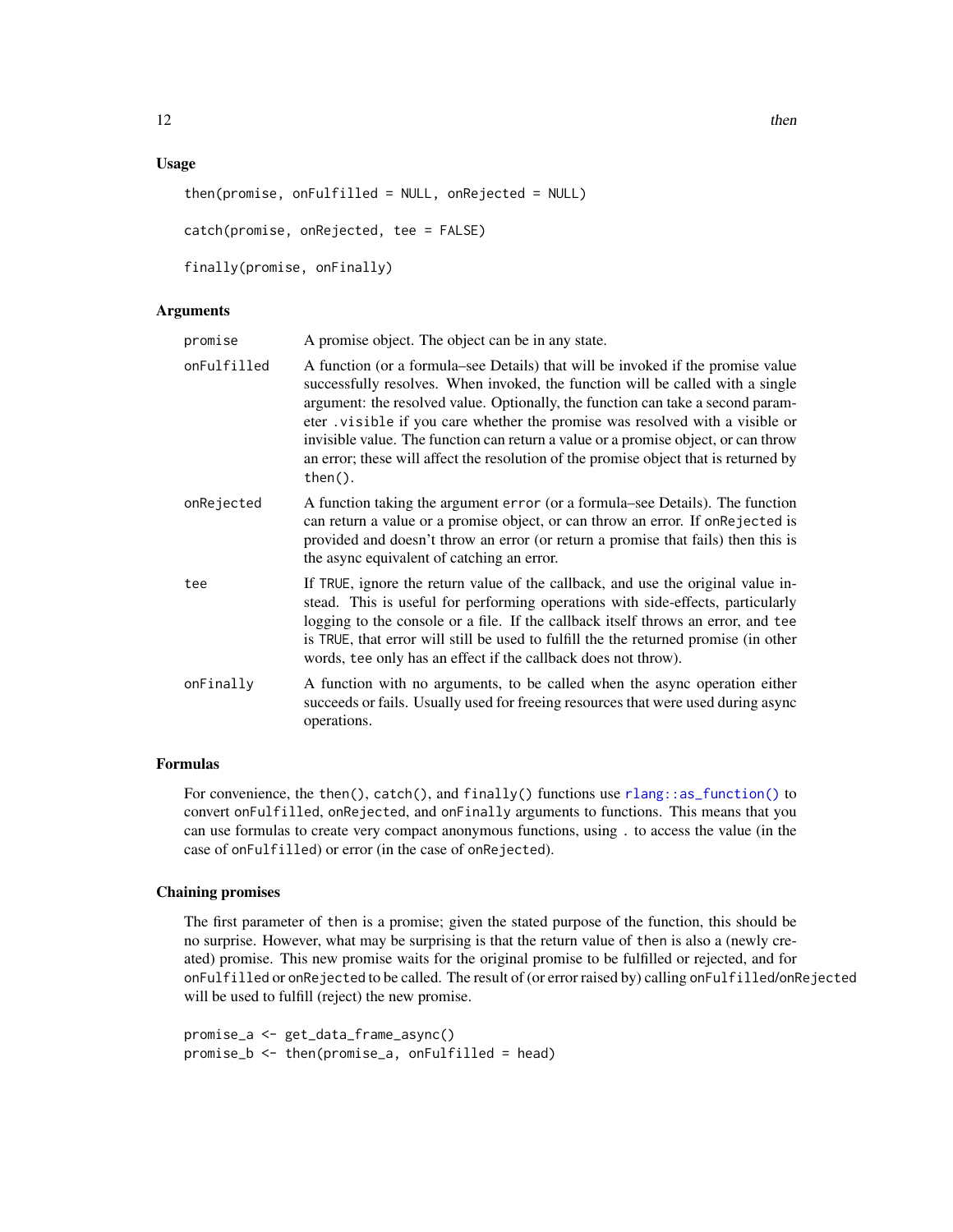### Usage

```
then(promise, onFulfilled = NULL, onRejected = NULL)

catch(promise, onRejected, tee = FALSE)

finally(promise, onFinally)
```

### Arguments

| | |
|---|---|
| `promise` | A promise object. The object can be in any state. |
| `onFulfilled` | A function (or a formula–see Details) that will be invoked if the promise value successfully resolves. When invoked, the function will be called with a single argument: the resolved value. Optionally, the function can take a second parameter `.visible` if you care whether the promise was resolved with a visible or invisible value. The function can return a value or a promise object, or can throw an error; these will affect the resolution of the promise object that is returned by `then()`. |
| `onRejected` | A function taking the argument `error` (or a formula–see Details). The function can return a value or a promise object, or can throw an error. If `onRejected` is provided and doesn't throw an error (or return a promise that fails) then this is the async equivalent of catching an error. |
| `tee` | If `TRUE`, ignore the return value of the callback, and use the original value instead. This is useful for performing operations with side-effects, particularly logging to the console or a file. If the callback itself throws an error, and `tee` is `TRUE`, that error will still be used to fulfill the the returned promise (in other words, `tee` only has an effect if the callback does not throw). |
| `onFinally` | A function with no arguments, to be called when the async operation either succeeds or fails. Usually used for freeing resources that were used during async operations. |

### Formulas

For convenience, the `then()`, `catch()`, and `finally()` functions use `rlang::as_function()` to convert `onFulfilled`, `onRejected`, and `onFinally` arguments to functions. This means that you can use formulas to create very compact anonymous functions, using `.` to access the value (in the case of `onFulfilled`) or error (in the case of `onRejected`).

### Chaining promises

The first parameter of `then` is a promise; given the stated purpose of the function, this should be no surprise. However, what may be surprising is that the return value of `then` is also a (newly created) promise. This new promise waits for the original promise to be fulfilled or rejected, and for `onFulfilled` or `onRejected` to be called. The result of (or error raised by) calling `onFulfilled`/`onRejected` will be used to fulfill (reject) the new promise.

```
promise_a <- get_data_frame_async()
promise_b <- then(promise_a, onFulfilled = head)
```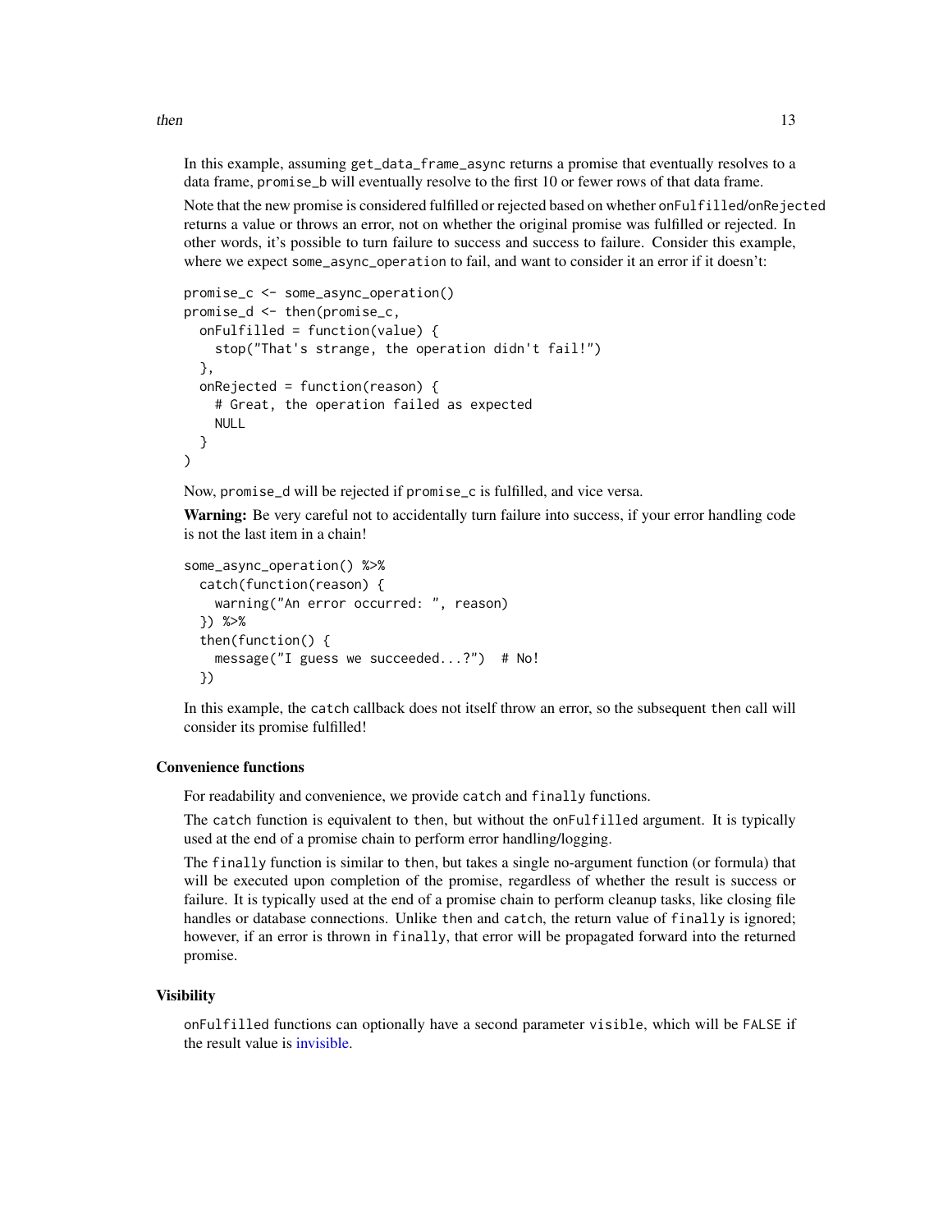In this example, assuming `get_data_frame_async` returns a promise that eventually resolves to a data frame, `promise_b` will eventually resolve to the first 10 or fewer rows of that data frame.

Note that the new promise is considered fulfilled or rejected based on whether `onFulfilled`/`onRejected` returns a value or throws an error, not on whether the original promise was fulfilled or rejected. In other words, it's possible to turn failure to success and success to failure. Consider this example, where we expect `some_async_operation` to fail, and want to consider it an error if it doesn't:

```
promise_c <- some_async_operation()
promise_d <- then(promise_c,
  onFulfilled = function(value) {
    stop("That's strange, the operation didn't fail!")
  },
  onRejected = function(reason) {
    # Great, the operation failed as expected
    NULL
  }
)
```

Now, `promise_d` will be rejected if `promise_c` is fulfilled, and vice versa.

**Warning:** Be very careful not to accidentally turn failure into success, if your error handling code is not the last item in a chain!

```
some_async_operation() %>%
  catch(function(reason) {
    warning("An error occurred: ", reason)
  }) %>%
  then(function() {
    message("I guess we succeeded...?")  # No!
  })
```

In this example, the `catch` callback does not itself throw an error, so the subsequent `then` call will consider its promise fulfilled!

### Convenience functions

For readability and convenience, we provide `catch` and `finally` functions.

The `catch` function is equivalent to `then`, but without the `onFulfilled` argument. It is typically used at the end of a promise chain to perform error handling/logging.

The `finally` function is similar to `then`, but takes a single no-argument function (or formula) that will be executed upon completion of the promise, regardless of whether the result is success or failure. It is typically used at the end of a promise chain to perform cleanup tasks, like closing file handles or database connections. Unlike `then` and `catch`, the return value of `finally` is ignored; however, if an error is thrown in `finally`, that error will be propagated forward into the returned promise.

### Visibility

`onFulfilled` functions can optionally have a second parameter `visible`, which will be `FALSE` if the result value is invisible.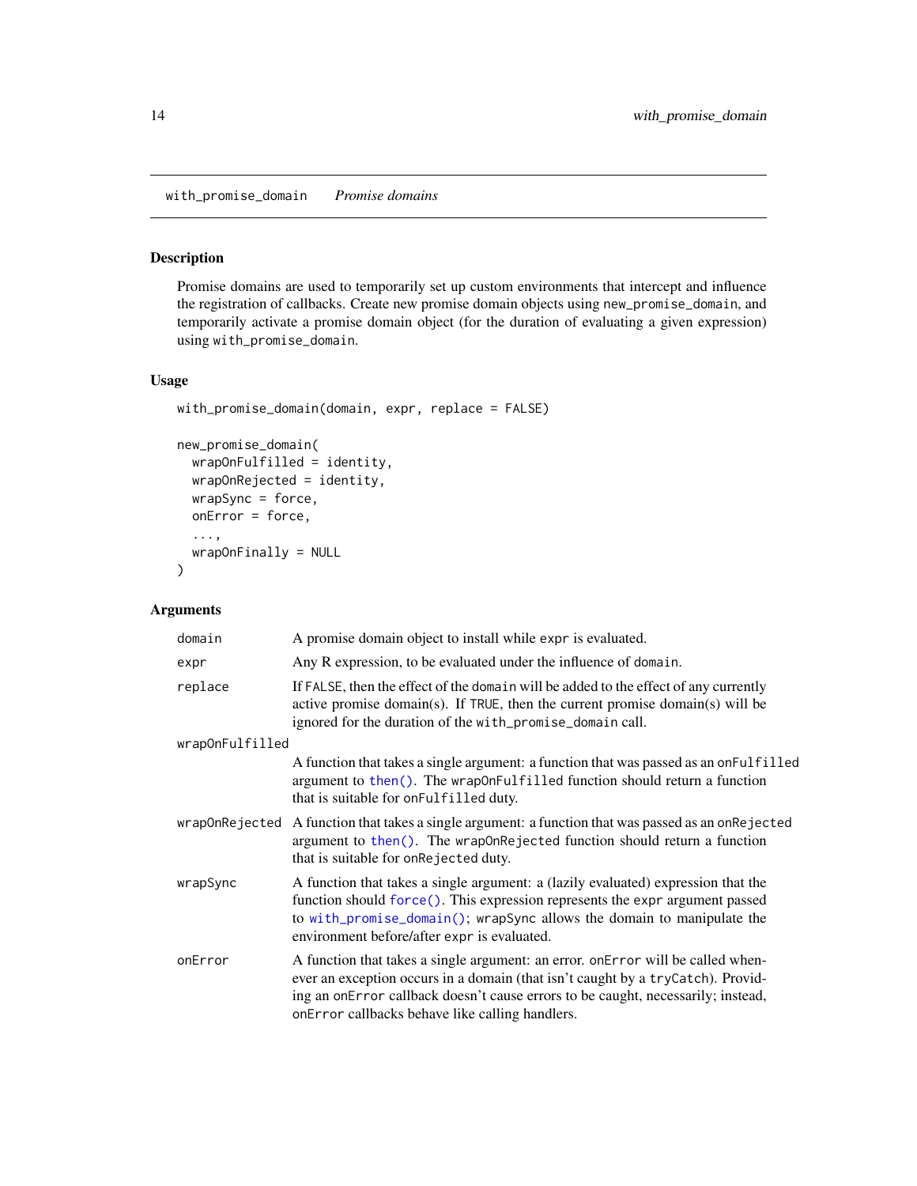## with_promise_domain *Promise domains*

### Description

Promise domains are used to temporarily set up custom environments that intercept and influence the registration of callbacks. Create new promise domain objects using `new_promise_domain`, and temporarily activate a promise domain object (for the duration of evaluating a given expression) using `with_promise_domain`.

### Usage

```
with_promise_domain(domain, expr, replace = FALSE)

new_promise_domain(
  wrapOnFulfilled = identity,
  wrapOnRejected = identity,
  wrapSync = force,
  onError = force,
  ...,
  wrapOnFinally = NULL
)
```

### Arguments

| | |
|---|---|
| `domain` | A promise domain object to install while `expr` is evaluated. |
| `expr` | Any R expression, to be evaluated under the influence of `domain`. |
| `replace` | If `FALSE`, then the effect of the `domain` will be added to the effect of any currently active promise domain(s). If `TRUE`, then the current promise domain(s) will be ignored for the duration of the `with_promise_domain` call. |
| `wrapOnFulfilled` | A function that takes a single argument: a function that was passed as an `onFulfilled` argument to `then()`. The `wrapOnFulfilled` function should return a function that is suitable for `onFulfilled` duty. |
| `wrapOnRejected` | A function that takes a single argument: a function that was passed as an `onRejected` argument to `then()`. The `wrapOnRejected` function should return a function that is suitable for `onRejected` duty. |
| `wrapSync` | A function that takes a single argument: a (lazily evaluated) expression that the function should `force()`. This expression represents the `expr` argument passed to `with_promise_domain()`; `wrapSync` allows the domain to manipulate the environment before/after `expr` is evaluated. |
| `onError` | A function that takes a single argument: an error. `onError` will be called whenever an exception occurs in a domain (that isn't caught by a `tryCatch`). Providing an `onError` callback doesn't cause errors to be caught, necessarily; instead, `onError` callbacks behave like calling handlers. |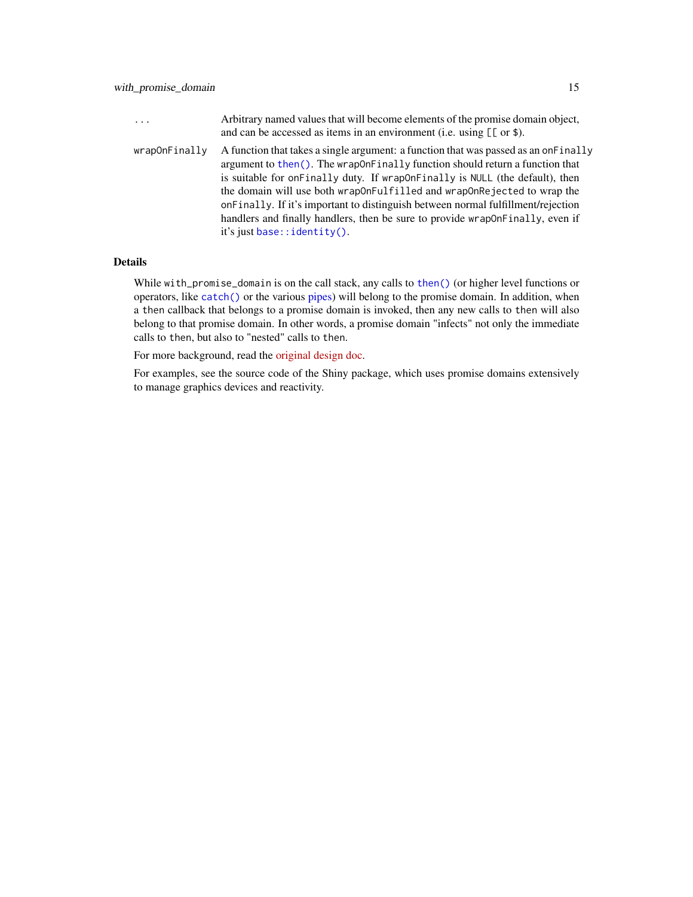| | |
|---|---|
| ... | Arbitrary named values that will become elements of the promise domain object, and can be accessed as items in an environment (i.e. using `[[` or `$`). |
| wrapOnFinally | A function that takes a single argument: a function that was passed as an `onFinally` argument to `then()`. The `wrapOnFinally` function should return a function that is suitable for `onFinally` duty. If `wrapOnFinally` is `NULL` (the default), then the domain will use both `wrapOnFulfilled` and `wrapOnRejected` to wrap the `onFinally`. If it's important to distinguish between normal fulfillment/rejection handlers and finally handlers, then be sure to provide `wrapOnFinally`, even if it's just `base::identity()`. |

## Details

While `with_promise_domain` is on the call stack, any calls to `then()` (or higher level functions or operators, like `catch()` or the various pipes) will belong to the promise domain. In addition, when a `then` callback that belongs to a promise domain is invoked, then any new calls to `then` will also belong to that promise domain. In other words, a promise domain "infects" not only the immediate calls to `then`, but also to "nested" calls to `then`.

For more background, read the original design doc.

For examples, see the source code of the Shiny package, which uses promise domains extensively to manage graphics devices and reactivity.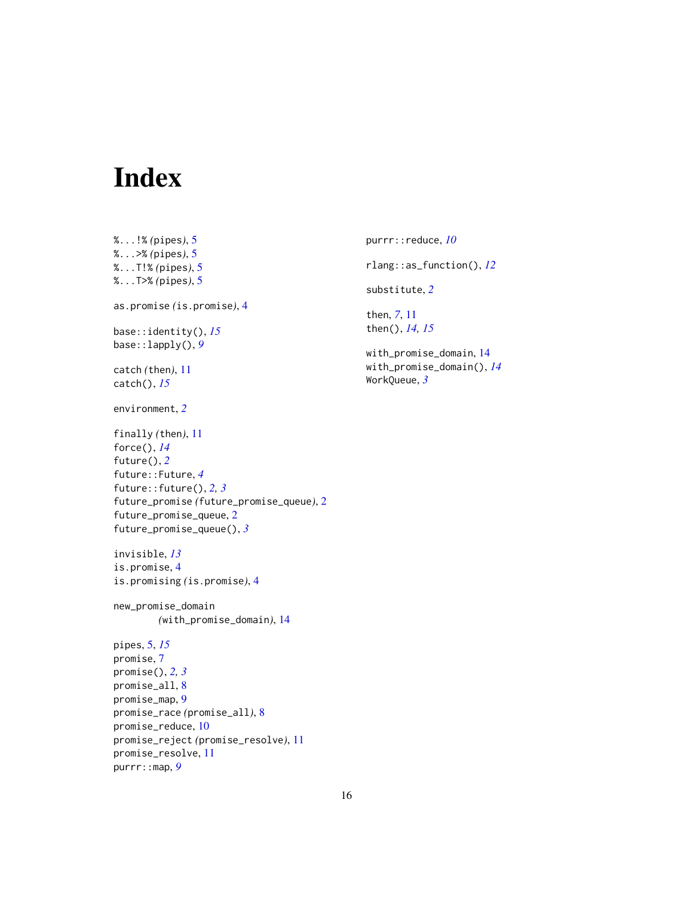# Index

%...!% (pipes), 5
%...>% (pipes), 5
%...T!% (pipes), 5
%...T>% (pipes), 5

as.promise (is.promise), 4

base::identity(), *15*
base::lapply(), *9*

catch (then), 11
catch(), *15*

environment, *2*

finally (then), 11
force(), *14*
future(), *2*
future::Future, *4*
future::future(), *2, 3*
future_promise (future_promise_queue), 2
future_promise_queue, 2
future_promise_queue(), *3*

invisible, *13*
is.promise, 4
is.promising (is.promise), 4

new_promise_domain
        (with_promise_domain), 14

pipes, 5, *15*
promise, 7
promise(), *2, 3*
promise_all, 8
promise_map, 9
promise_race (promise_all), 8
promise_reduce, 10
promise_reject (promise_resolve), 11
promise_resolve, 11
purrr::map, *9*
purrr::reduce, *10*

rlang::as_function(), *12*

substitute, *2*

then, *7*, 11
then(), *14, 15*

with_promise_domain, 14
with_promise_domain(), *14*
WorkQueue, *3*